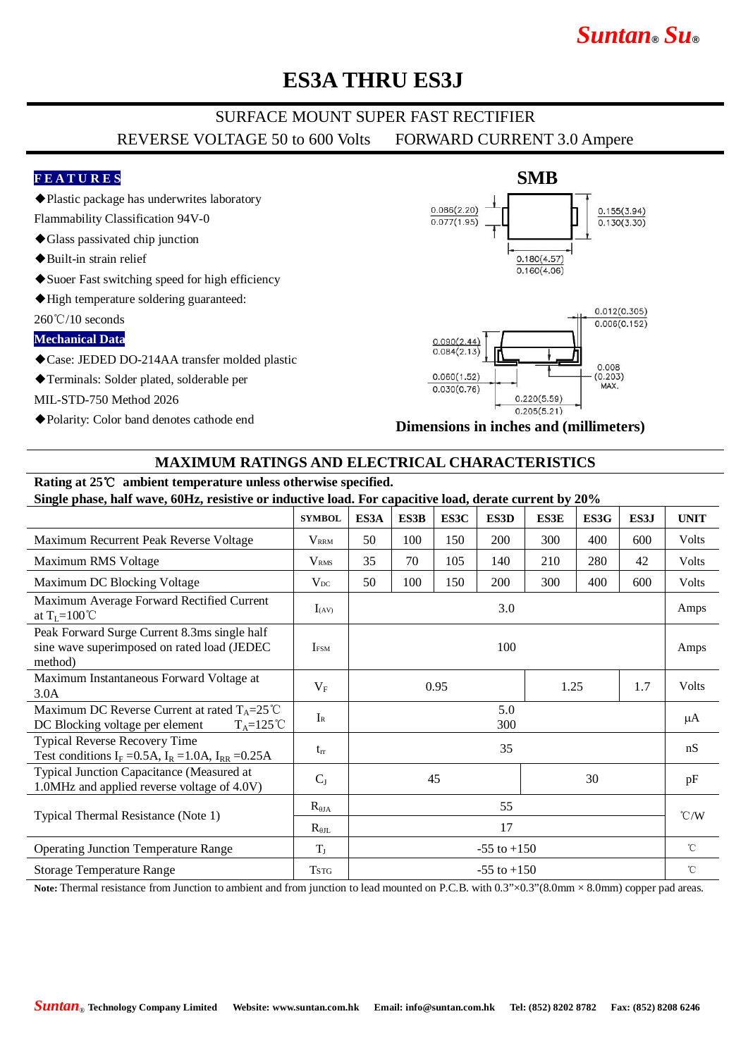Suntan® Su®

# ES3A THRU ES3J

## SURFACE MOUNT SUPER FAST RECTIFIER

REVERSE VOLTAGE 50 to 600 Volts     FORWARD CURRENT 3.0 Ampere

### FEATURES

◆Plastic package has underwrites laboratory Flammability Classification 94V-0

◆Glass passivated chip junction

◆Built-in strain relief

◆Suoer Fast switching speed for high efficiency

◆High temperature soldering guaranteed: 260℃/10 seconds

### Mechanical Data

◆Case: JEDED DO-214AA transfer molded plastic

◆Terminals: Solder plated, solderable per MIL-STD-750 Method 2026

◆Polarity: Color band denotes cathode end

**SMB**

0.086(2.20) 0.077(1.95)

0.155(3.94) 0.130(3.30)

0.180(4.57) 0.160(4.06)

0.012(0.305) 0.006(0.152)

0.090(2.44) 0.084(2.13)

0.060(1.52) 0.030(0.76)

0.008 (0.203) MAX.

0.220(5.59) 0.205(5.21)

**Dimensions in inches and (millimeters)**

## MAXIMUM RATINGS AND ELECTRICAL CHARACTERISTICS

**Rating at 25℃ ambient temperature unless otherwise specified.**

**Single phase, half wave, 60Hz, resistive or inductive load. For capacitive load, derate current by 20%**

| | SYMBOL | ES3A | ES3B | ES3C | ES3D | ES3E | ES3G | ES3J | UNIT |
|---|---|---|---|---|---|---|---|---|---|
| Maximum Recurrent Peak Reverse Voltage | $V_{RRM}$ | 50 | 100 | 150 | 200 | 300 | 400 | 600 | Volts |
| Maximum RMS Voltage | $V_{RMS}$ | 35 | 70 | 105 | 140 | 210 | 280 | 42 | Volts |
| Maximum DC Blocking Voltage | $V_{DC}$ | 50 | 100 | 150 | 200 | 300 | 400 | 600 | Volts |
| Maximum Average Forward Rectified Current at $T_L$=100℃ | $I_{(AV)}$ | 3.0 | | | | | | | Amps |
| Peak Forward Surge Current 8.3ms single half sine wave superimposed on rated load (JEDEC method) | $I_{FSM}$ | 100 | | | | | | | Amps |
| Maximum Instantaneous Forward Voltage at 3.0A | $V_F$ | 0.95 | | | | 1.25 | | 1.7 | Volts |
| Maximum DC Reverse Current at rated $T_A$=25℃ DC Blocking voltage per element $T_A$=125℃ | $I_R$ | 5.0 / 300 | | | | | | | μA |
| Typical Reverse Recovery Time Test conditions $I_F$ =0.5A, $I_R$ =1.0A, $I_{RR}$ =0.25A | $t_{rr}$ | 35 | | | | | | | nS |
| Typical Junction Capacitance (Measured at 1.0MHz and applied reverse voltage of 4.0V) | $C_J$ | 45 | | | | 30 | | | pF |
| Typical Thermal Resistance (Note 1) | $R_{\theta JA}$ | 55 | | | | | | | ℃/W |
| | $R_{\theta JL}$ | 17 | | | | | | | ℃/W |
| Operating Junction Temperature Range | $T_J$ | -55 to +150 | | | | | | | ℃ |
| Storage Temperature Range | $T_{STG}$ | -55 to +150 | | | | | | | ℃ |

**Note:** Thermal resistance from Junction to ambient and from junction to lead mounted on P.C.B. with 0.3”×0.3”(8.0mm × 8.0mm) copper pad areas.

Suntan® Technology Company Limited   Website: www.suntan.com.hk   Email: info@suntan.com.hk   Tel: (852) 8202 8782   Fax: (852) 8208 6246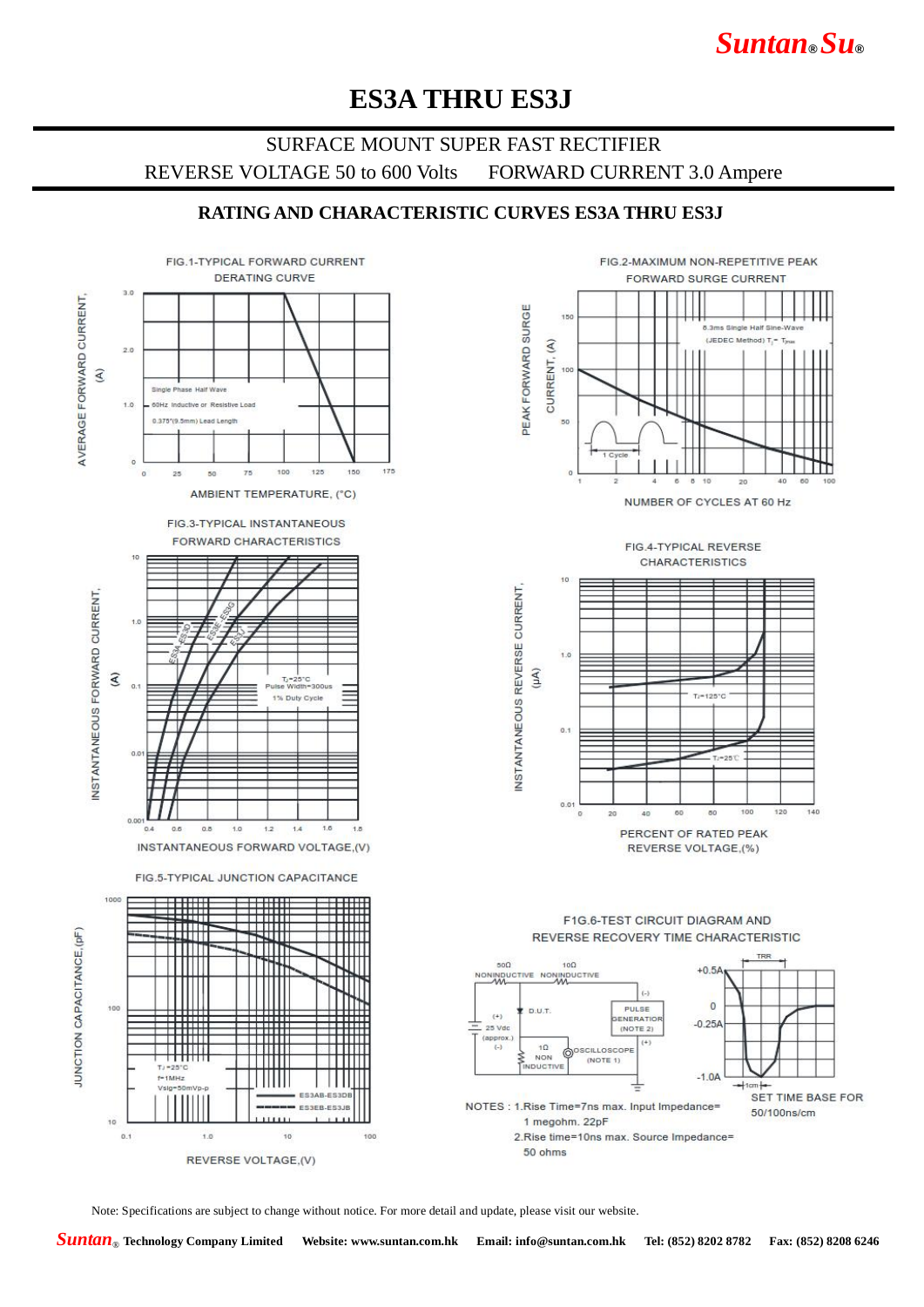# ES3A THRU ES3J

SURFACE MOUNT SUPER FAST RECTIFIER

REVERSE VOLTAGE 50 to 600 Volts　　FORWARD CURRENT 3.0 Ampere

## RATING AND CHARACTERISTIC CURVES ES3A THRU ES3J

FIG.1-TYPICAL FORWARD CURRENT DERATING CURVE

AVERAGE FORWARD CURRENT, (A)

3.0
2.0
1.0
0

Single Phase Half Wave
60Hz Inductive or Resistive Load
0.375"(9.5mm) Lead Length

0 25 50 75 100 125 150 175

AMBIENT TEMPERATURE, (°C)

FIG.2-MAXIMUM NON-REPETITIVE PEAK FORWARD SURGE CURRENT

PEAK FORWARD SURGE CURRENT, (A)

150
100
50
0

8.3ms Single Half Sine-Wave
(JEDEC Method) $T_J = T_{Jmax}$

1 Cycle

1 2 4 6 8 10 20 40 60 100

NUMBER OF CYCLES AT 60 Hz

FIG.3-TYPICAL INSTANTANEOUS FORWARD CHARACTERISTICS

INSTANTANEOUS FORWARD CURRENT, (A)

10
1.0
0.1
0.01
0.001

ES3A-ES3D
ES3E-ES3G
ES3J

$T_J = 25°C$
Pulse Width=300us
1% Duty Cycle

0.4 0.6 0.8 1.0 1.2 1.4 1.6 1.8

INSTANTANEOUS FORWARD VOLTAGE,(V)

FIG.4-TYPICAL REVERSE CHARACTERISTICS

INSTANTANEOUS REVERSE CURRENT, (μA)

10
1.0
0.1
0.01

$T_J = 125°C$
$T_J = 25°C$

0 20 40 60 80 100 120 140

PERCENT OF RATED PEAK REVERSE VOLTAGE,(%)

FIG.5-TYPICAL JUNCTION CAPACITANCE

JUNCTION CAPACITANCE,(pF)

1000
100
10

$T_J = 25°C$
f=1MHz
Vsig=50mVp-p

ES3AB-ES3DB
ES3EB-ES3JB

0.1 1.0 10 100

REVERSE VOLTAGE,(V)

F1G.6-TEST CIRCUIT DIAGRAM AND REVERSE RECOVERY TIME CHARACTERISTIC

50Ω NONINDUCTIVE
10Ω NONINDUCTIVE
D.U.T.
(+) 25 Vdc (approx.) (-)
PULSE GENERATOR (NOTE 2)
1Ω NON INDUCTIVE
OSCILLOSCOPE (NOTE 1)
(-) (+)

TRR
+0.5A
0
-0.25A
-1.0A
1cm

SET TIME BASE FOR 50/100ns/cm

NOTES : 1.Rise Time=7ns max. Input Impedance= 1 megohm. 22pF
2.Rise time=10ns max. Source Impedance= 50 ohms

Note: Specifications are subject to change without notice. For more detail and update, please visit our website.

Suntan® Technology Company Limited　Website: www.suntan.com.hk　Email: info@suntan.com.hk　Tel: (852) 8202 8782　Fax: (852) 8208 6246